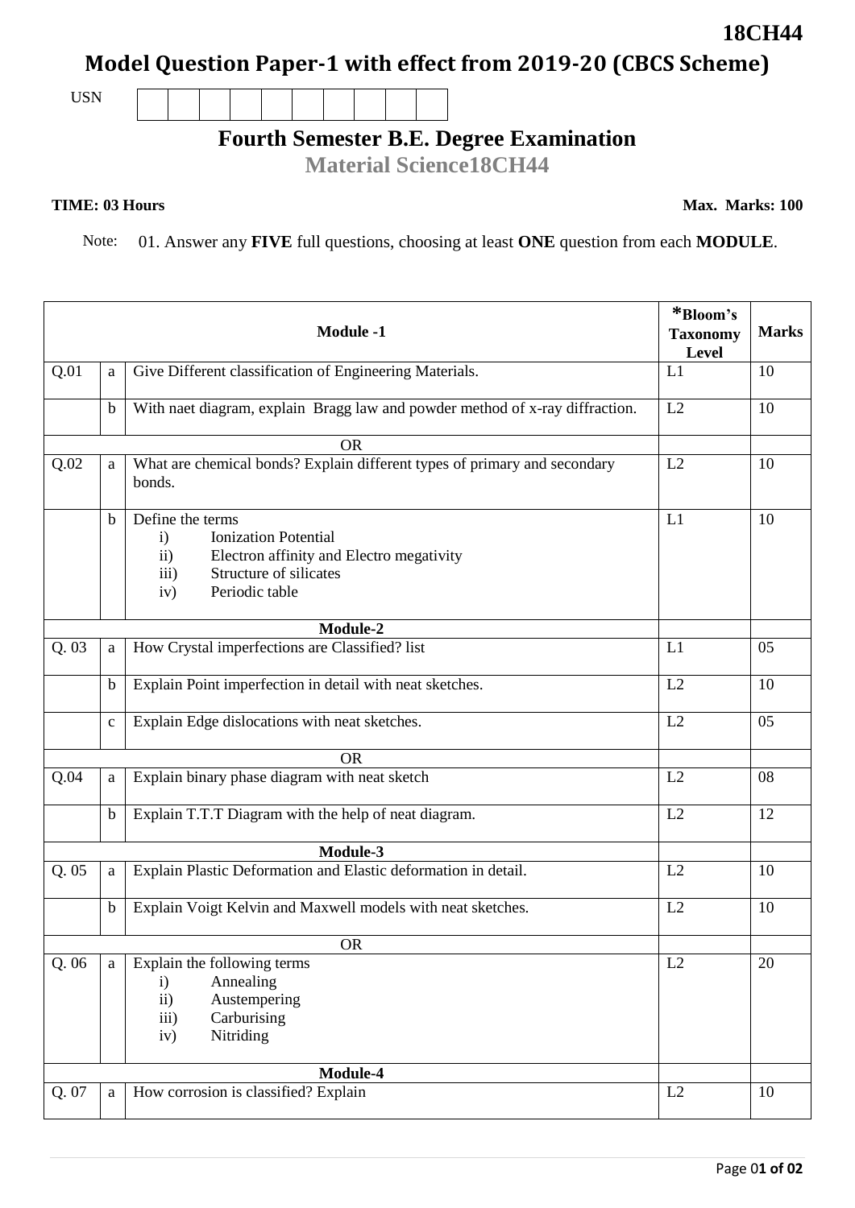**18CH44**

# Model Question Paper-1 with effect from 2019-20 (CBCS Scheme)

USN | | | | | | | | | | |

## Fourth Semester B.E. Degree Examination

**Material Science18CH44**

**TIME: 03 Hours** **Max. Marks: 100**

Note: 01. Answer any **FIVE** full questions, choosing at least **ONE** question from each **MODULE**.

| | | **Module -1** | ***Bloom's Taxonomy Level** | **Marks** |
|---|---|---|---|---|
| Q.01 | a | Give Different classification of Engineering Materials. | L1 | 10 |
| | b | With naet diagram, explain Bragg law and powder method of x-ray diffraction. | L2 | 10 |
| | | OR | | |
| Q.02 | a | What are chemical bonds? Explain different types of primary and secondary bonds. | L2 | 10 |
| | b | Define the terms<br>i) Ionization Potential<br>ii) Electron affinity and Electro megativity<br>iii) Structure of silicates<br>iv) Periodic table | L1 | 10 |
| | | **Module-2** | | |
| Q. 03 | a | How Crystal imperfections are Classified? list | L1 | 05 |
| | b | Explain Point imperfection in detail with neat sketches. | L2 | 10 |
| | c | Explain Edge dislocations with neat sketches. | L2 | 05 |
| | | OR | | |
| Q.04 | a | Explain binary phase diagram with neat sketch | L2 | 08 |
| | b | Explain T.T.T Diagram with the help of neat diagram. | L2 | 12 |
| | | **Module-3** | | |
| Q. 05 | a | Explain Plastic Deformation and Elastic deformation in detail. | L2 | 10 |
| | b | Explain Voigt Kelvin and Maxwell models with neat sketches. | L2 | 10 |
| | | OR | | |
| Q. 06 | a | Explain the following terms<br>i) Annealing<br>ii) Austempering<br>iii) Carburising<br>iv) Nitriding | L2 | 20 |
| | | **Module-4** | | |
| Q. 07 | a | How corrosion is classified? Explain | L2 | 10 |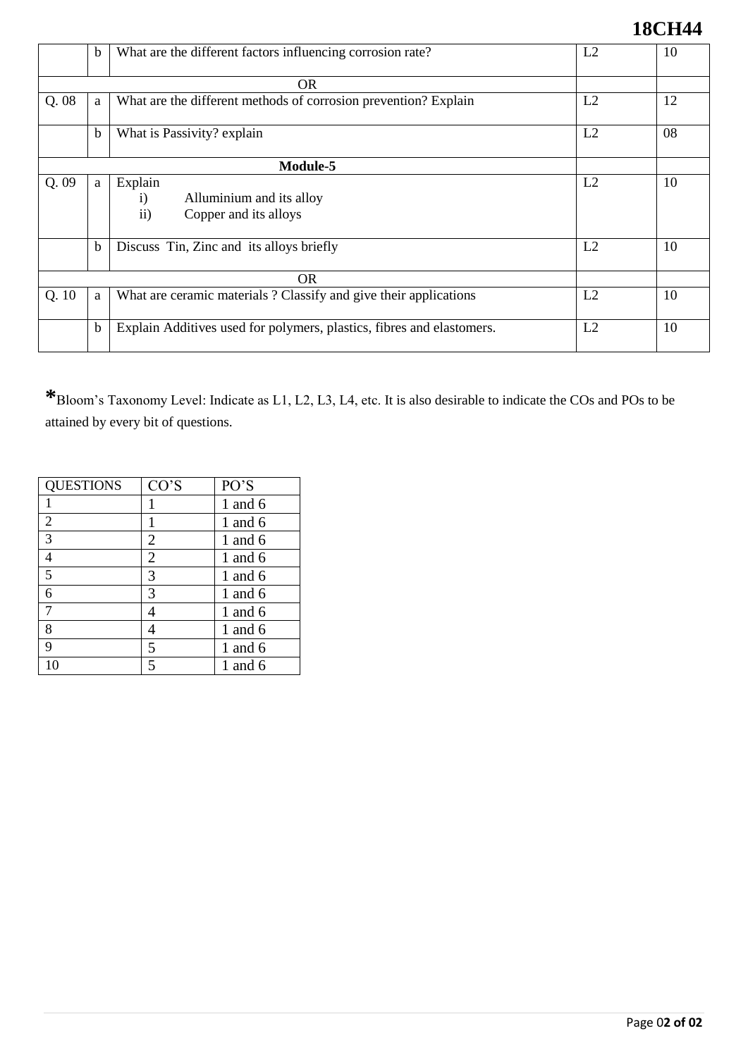| | | | | |
|---|---|---|---|---|
| | b | What are the different factors influencing corrosion rate? | L2 | 10 |
| | | OR | | |
| Q. 08 | a | What are the different methods of corrosion prevention? Explain | L2 | 12 |
| | b | What is Passivity? explain | L2 | 08 |
| | | **Module-5** | | |
| Q. 09 | a | Explain<br>i) Alluminium and its alloy<br>ii) Copper and its alloys | L2 | 10 |
| | b | Discuss Tin, Zinc and its alloys briefly | L2 | 10 |
| | | OR | | |
| Q. 10 | a | What are ceramic materials ? Classify and give their applications | L2 | 10 |
| | b | Explain Additives used for polymers, plastics, fibres and elastomers. | L2 | 10 |

*Bloom's Taxonomy Level: Indicate as L1, L2, L3, L4, etc. It is also desirable to indicate the COs and POs to be attained by every bit of questions.

| QUESTIONS | CO'S | PO'S |
|---|---|---|
| 1 | 1 | 1 and 6 |
| 2 | 1 | 1 and 6 |
| 3 | 2 | 1 and 6 |
| 4 | 2 | 1 and 6 |
| 5 | 3 | 1 and 6 |
| 6 | 3 | 1 and 6 |
| 7 | 4 | 1 and 6 |
| 8 | 4 | 1 and 6 |
| 9 | 5 | 1 and 6 |
| 10 | 5 | 1 and 6 |